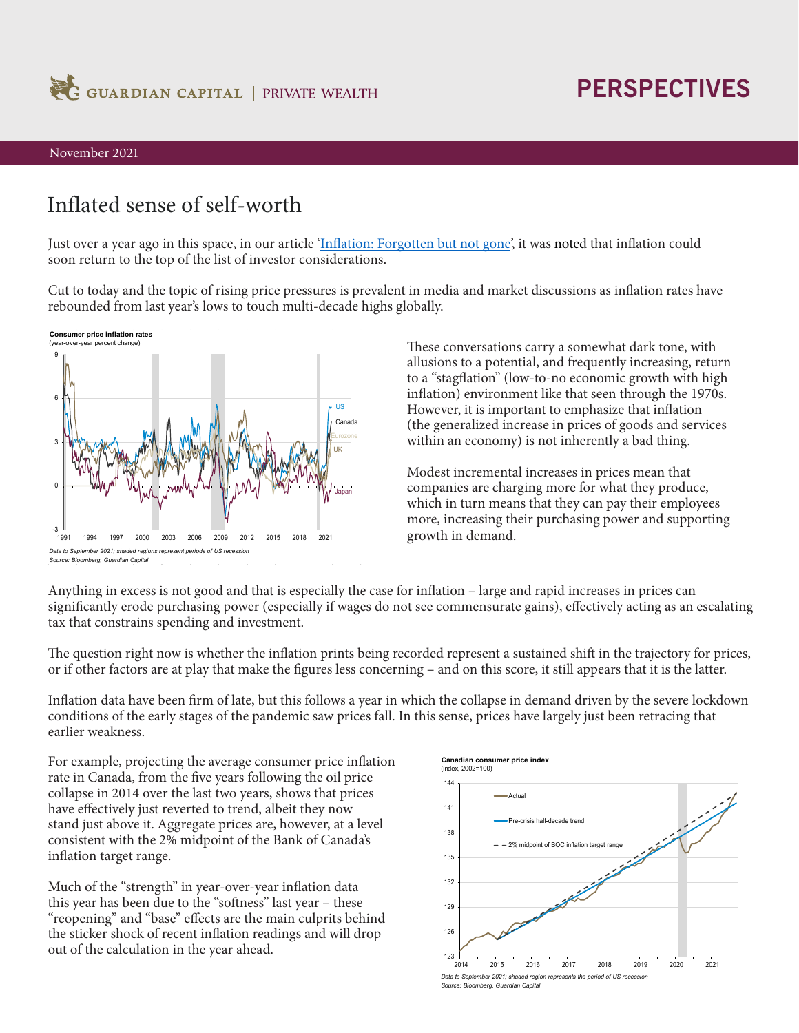# Inflated sense of self-worth

Just over a year ago in this space, in our article '[Inflation: Forgotten but not gone](#)', it was noted that inflation could soon return to the top of the list of investor considerations.

Cut to today and the topic of rising price pressures is prevalent in media and market discussions as inflation rates have rebounded from last year's lows to touch multi-decade highs globally.

**Consumer price inflation rates**
(year-over-year percent change)

*Data to September 2021; shaded regions represent periods of US recession*
*Source: Bloomberg, Guardian Capital*

These conversations carry a somewhat dark tone, with allusions to a potential, and frequently increasing, return to a "stagflation" (low-to-no economic growth with high inflation) environment like that seen through the 1970s. However, it is important to emphasize that inflation (the generalized increase in prices of goods and services within an economy) is not inherently a bad thing.

Modest incremental increases in prices mean that companies are charging more for what they produce, which in turn means that they can pay their employees more, increasing their purchasing power and supporting growth in demand.

Anything in excess is not good and that is especially the case for inflation – large and rapid increases in prices can significantly erode purchasing power (especially if wages do not see commensurate gains), effectively acting as an escalating tax that constrains spending and investment.

The question right now is whether the inflation prints being recorded represent a sustained shift in the trajectory for prices, or if other factors are at play that make the figures less concerning – and on this score, it still appears that it is the latter.

Inflation data have been firm of late, but this follows a year in which the collapse in demand driven by the severe lockdown conditions of the early stages of the pandemic saw prices fall. In this sense, prices have largely just been retracing that earlier weakness.

For example, projecting the average consumer price inflation rate in Canada, from the five years following the oil price collapse in 2014 over the last two years, shows that prices have effectively just reverted to trend, albeit they now stand just above it. Aggregate prices are, however, at a level consistent with the 2% midpoint of the Bank of Canada's inflation target range.

Much of the "strength" in year-over-year inflation data this year has been due to the "softness" last year – these "reopening" and "base" effects are the main culprits behind the sticker shock of recent inflation readings and will drop out of the calculation in the year ahead.

**Canadian consumer price index**
(index, 2002=100)

*Data to September 2021; shaded region represents the period of US recession*
*Source: Bloomberg, Guardian Capital*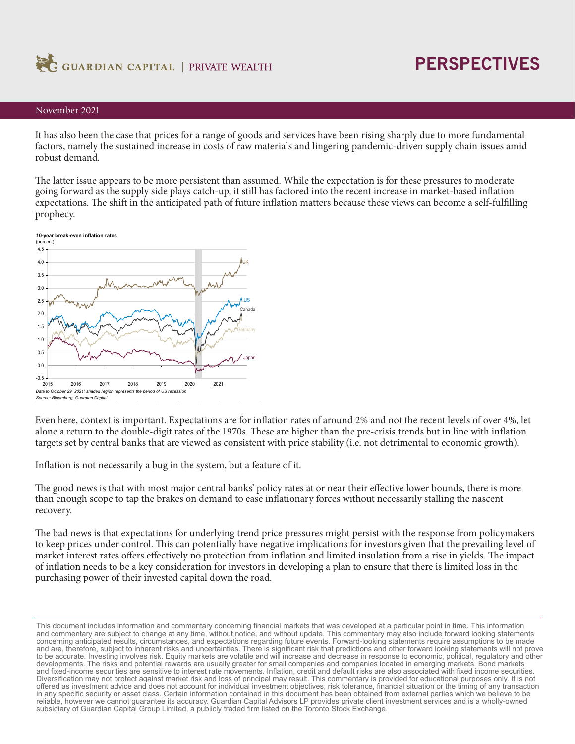It has also been the case that prices for a range of goods and services have been rising sharply due to more fundamental factors, namely the sustained increase in costs of raw materials and lingering pandemic-driven supply chain issues amid robust demand.

The latter issue appears to be more persistent than assumed. While the expectation is for these pressures to moderate going forward as the supply side plays catch-up, it still has factored into the recent increase in market-based inflation expectations. The shift in the anticipated path of future inflation matters because these views can become a self-fulfilling prophecy.

**10-year break-even inflation rates**
(percent)

4.5
4.0
3.5
3.0
2.5
2.0
1.5
1.0
0.5
0.0
-0.5

2015 2016 2017 2018 2019 2020 2021

UK
US
Canada
Germany
Japan

*Data to October 29, 2021; shaded region represents the period of US recession*
*Source: Bloomberg, Guardian Capital*

Even here, context is important. Expectations are for inflation rates of around 2% and not the recent levels of over 4%, let alone a return to the double-digit rates of the 1970s. These are higher than the pre-crisis trends but in line with inflation targets set by central banks that are viewed as consistent with price stability (i.e. not detrimental to economic growth).

Inflation is not necessarily a bug in the system, but a feature of it.

The good news is that with most major central banks' policy rates at or near their effective lower bounds, there is more than enough scope to tap the brakes on demand to ease inflationary forces without necessarily stalling the nascent recovery.

The bad news is that expectations for underlying trend price pressures might persist with the response from policymakers to keep prices under control. This can potentially have negative implications for investors given that the prevailing level of market interest rates offers effectively no protection from inflation and limited insulation from a rise in yields. The impact of inflation needs to be a key consideration for investors in developing a plan to ensure that there is limited loss in the purchasing power of their invested capital down the road.

---

This document includes information and commentary concerning financial markets that was developed at a particular point in time. This information and commentary are subject to change at any time, without notice, and without update. This commentary may also include forward looking statements concerning anticipated results, circumstances, and expectations regarding future events. Forward-looking statements require assumptions to be made and are, therefore, subject to inherent risks and uncertainties. There is significant risk that predictions and other forward looking statements will not prove to be accurate. Investing involves risk. Equity markets are volatile and will increase and decrease in response to economic, political, regulatory and other developments. The risks and potential rewards are usually greater for small companies and companies located in emerging markets. Bond markets and fixed-income securities are sensitive to interest rate movements. Inflation, credit and default risks are also associated with fixed income securities. Diversification may not protect against market risk and loss of principal may result. This commentary is provided for educational purposes only. It is not offered as investment advice and does not account for individual investment objectives, risk tolerance, financial situation or the timing of any transaction in any specific security or asset class. Certain information contained in this document has been obtained from external parties which we believe to be reliable, however we cannot guarantee its accuracy. Guardian Capital Advisors LP provides private client investment services and is a wholly-owned subsidiary of Guardian Capital Group Limited, a publicly traded firm listed on the Toronto Stock Exchange.